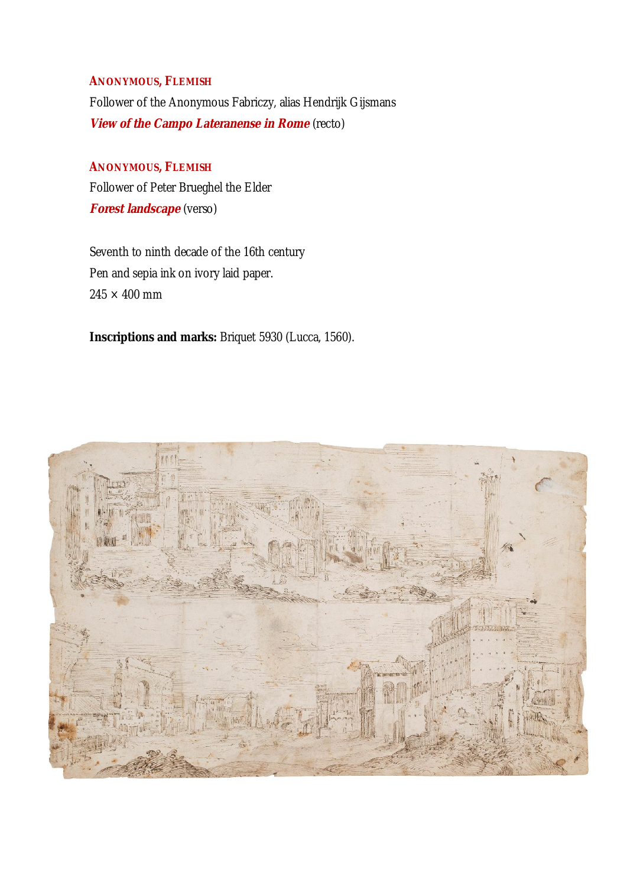**ANONYMOUS, FLEMISH**

Follower of the Anonymous Fabriczy, alias Hendrijk Gijsmans

***View of the Campo Lateranense in Rome*** (recto)

**ANONYMOUS, FLEMISH**

Follower of Peter Brueghel the Elder

***Forest landscape*** (verso)

Seventh to ninth decade of the 16th century

Pen and sepia ink on ivory laid paper.

245 × 400 mm

**Inscriptions and marks:** Briquet 5930 (Lucca, 1560).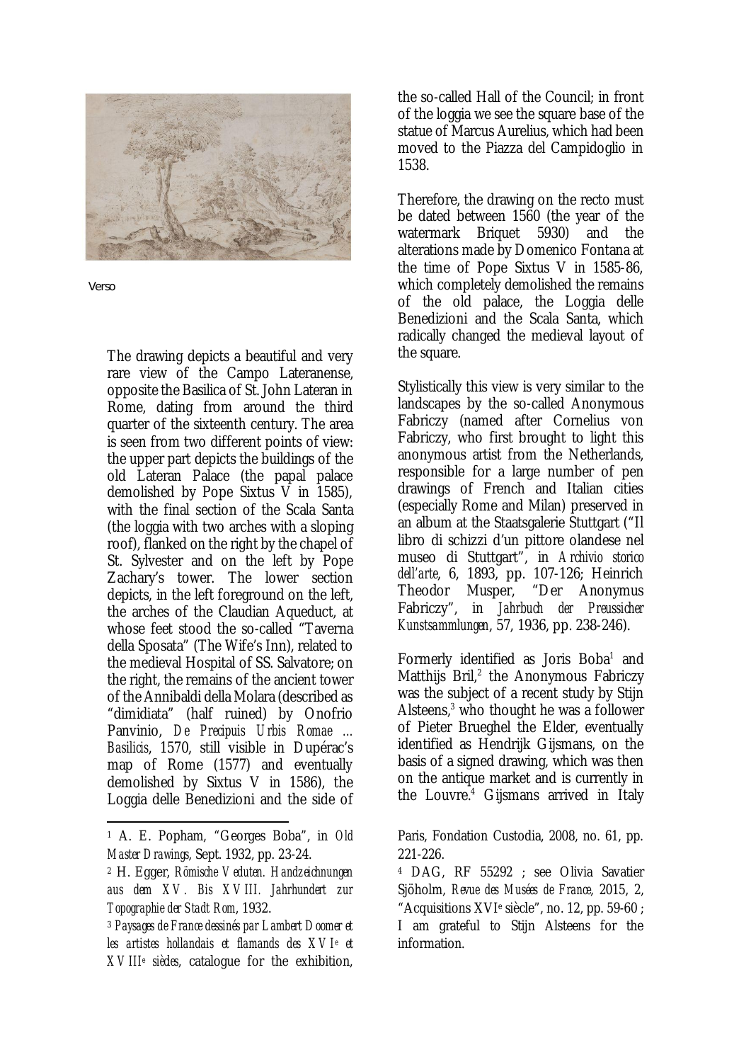Verso

The drawing depicts a beautiful and very rare view of the Campo Lateranense, opposite the Basilica of St. John Lateran in Rome, dating from around the third quarter of the sixteenth century. The area is seen from two different points of view: the upper part depicts the buildings of the old Lateran Palace (the papal palace demolished by Pope Sixtus V in 1585), with the final section of the Scala Santa (the loggia with two arches with a sloping roof), flanked on the right by the chapel of St. Sylvester and on the left by Pope Zachary's tower. The lower section depicts, in the left foreground on the left, the arches of the Claudian Aqueduct, at whose feet stood the so-called "Taverna della Sposata" (The Wife's Inn), related to the medieval Hospital of SS. Salvatore; on the right, the remains of the ancient tower of the Annibaldi della Molara (described as "dimidiata" (half ruined) by Onofrio Panvinio, *De Precipuis Urbis Romae … Basilicis*, 1570, still visible in Dupérac's map of Rome (1577) and eventually demolished by Sixtus V in 1586), the Loggia delle Benedizioni and the side of the so-called Hall of the Council; in front of the loggia we see the square base of the statue of Marcus Aurelius, which had been moved to the Piazza del Campidoglio in 1538.

Therefore, the drawing on the recto must be dated between 1560 (the year of the watermark Briquet 5930) and the alterations made by Domenico Fontana at the time of Pope Sixtus V in 1585-86, which completely demolished the remains of the old palace, the Loggia delle Benedizioni and the Scala Santa, which radically changed the medieval layout of the square.

Stylistically this view is very similar to the landscapes by the so-called Anonymous Fabriczy (named after Cornelius von Fabriczy, who first brought to light this anonymous artist from the Netherlands, responsible for a large number of pen drawings of French and Italian cities (especially Rome and Milan) preserved in an album at the Staatsgalerie Stuttgart ("Il libro di schizzi d'un pittore olandese nel museo di Stuttgart", in *Archivio storico dell'arte*, 6, 1893, pp. 107-126; Heinrich Theodor Musper, "Der Anonymus Fabriczy", in *Jahrbuch der Preussicher Kunstsammlungen*, 57, 1936, pp. 238-246).

Formerly identified as Joris Boba[1] and Matthijs Bril,[2] the Anonymous Fabriczy was the subject of a recent study by Stijn Alsteens,[3] who thought he was a follower of Pieter Brueghel the Elder, eventually identified as Hendrijk Gijsmans, on the basis of a signed drawing, which was then on the antique market and is currently in the Louvre.[4] Gijsmans arrived in Italy

---

[1] A. E. Popham, "Georges Boba", in *Old Master Drawings*, Sept. 1932, pp. 23-24.

[2] H. Egger, *Römische Veduten. Handzeichnungen aus dem XV. Bis XVIII. Jahrhundert zur Topographie der Stadt Rom*, 1932.

[3] *Paysages de France dessinés par Lambert Doomer et les artistes hollandais et flamands des XVI*e *et XVIII*e *siècles*, catalogue for the exhibition, Paris, Fondation Custodia, 2008, no. 61, pp. 221-226.

[4] DAG, RF 55292 ; see Olivia Savatier Sjöholm, *Revue des Musées de France*, 2015, 2, "Acquisitions XVIe siècle", no. 12, pp. 59-60 ; I am grateful to Stijn Alsteens for the information.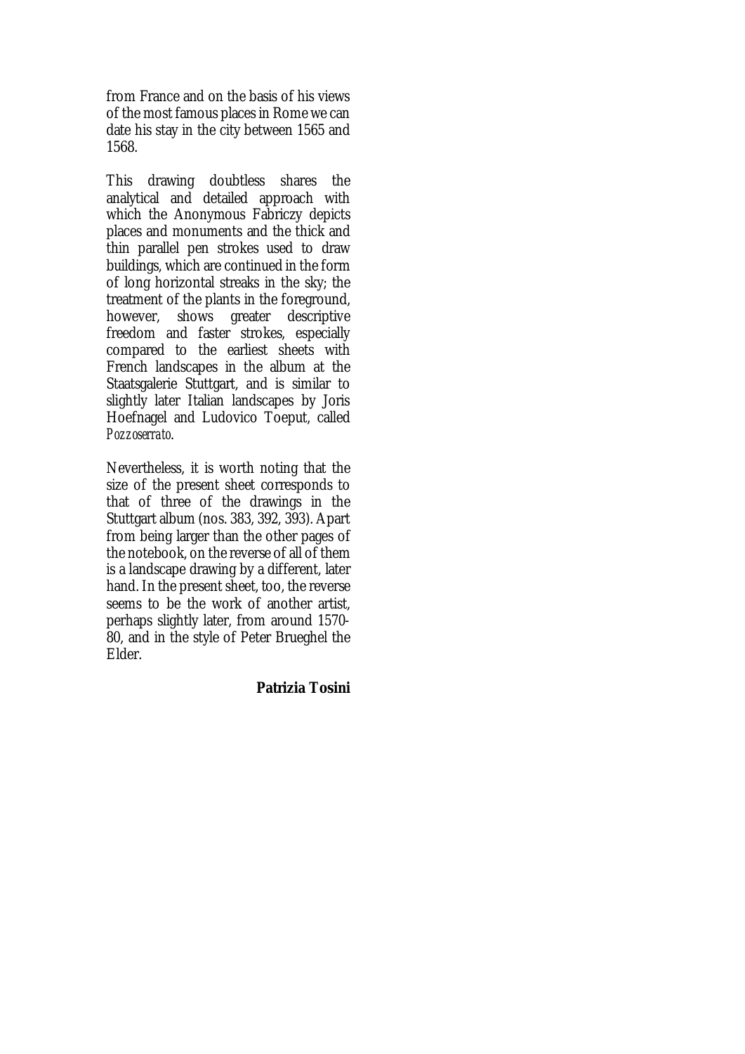from France and on the basis of his views of the most famous places in Rome we can date his stay in the city between 1565 and 1568.

This drawing doubtless shares the analytical and detailed approach with which the Anonymous Fabriczy depicts places and monuments and the thick and thin parallel pen strokes used to draw buildings, which are continued in the form of long horizontal streaks in the sky; the treatment of the plants in the foreground, however, shows greater descriptive freedom and faster strokes, especially compared to the earliest sheets with French landscapes in the album at the Staatsgalerie Stuttgart, and is similar to slightly later Italian landscapes by Joris Hoefnagel and Ludovico Toeput, called *Pozzoserrato*.

Nevertheless, it is worth noting that the size of the present sheet corresponds to that of three of the drawings in the Stuttgart album (nos. 383, 392, 393). Apart from being larger than the other pages of the notebook, on the reverse of all of them is a landscape drawing by a different, later hand. In the present sheet, too, the reverse seems to be the work of another artist, perhaps slightly later, from around 1570-80, and in the style of Peter Brueghel the Elder.

**Patrizia Tosini**